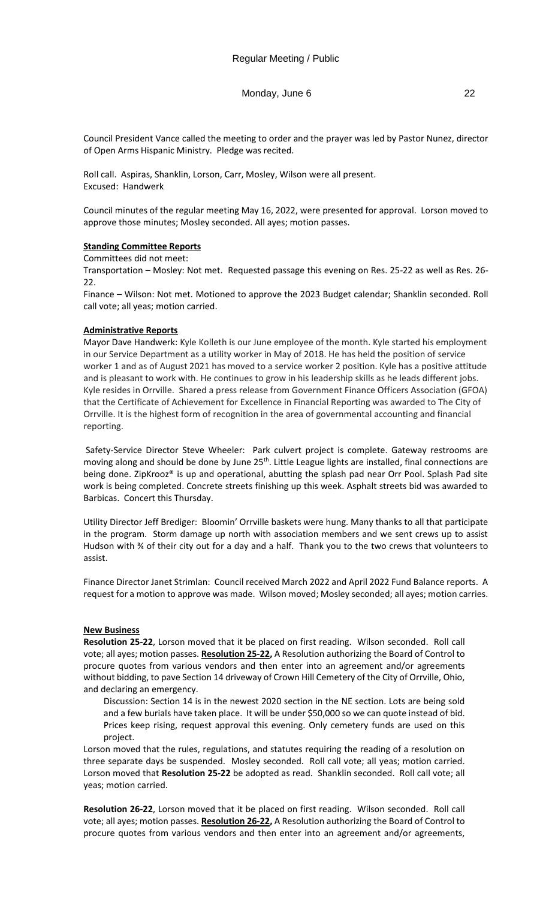Council President Vance called the meeting to order and the prayer was led by Pastor Nunez, director of Open Arms Hispanic Ministry. Pledge was recited.

Roll call. Aspiras, Shanklin, Lorson, Carr, Mosley, Wilson were all present.
Excused: Handwerk

Council minutes of the regular meeting May 16, 2022, were presented for approval. Lorson moved to approve those minutes; Mosley seconded. All ayes; motion passes.

**Standing Committee Reports**

Committees did not meet:

Transportation – Mosley: Not met. Requested passage this evening on Res. 25-22 as well as Res. 26-22.

Finance – Wilson: Not met. Motioned to approve the 2023 Budget calendar; Shanklin seconded. Roll call vote; all yeas; motion carried.

**Administrative Reports**

Mayor Dave Handwerk: Kyle Kolleth is our June employee of the month. Kyle started his employment in our Service Department as a utility worker in May of 2018. He has held the position of service worker 1 and as of August 2021 has moved to a service worker 2 position. Kyle has a positive attitude and is pleasant to work with. He continues to grow in his leadership skills as he leads different jobs. Kyle resides in Orrville. Shared a press release from Government Finance Officers Association (GFOA) that the Certificate of Achievement for Excellence in Financial Reporting was awarded to The City of Orrville. It is the highest form of recognition in the area of governmental accounting and financial reporting.

Safety-Service Director Steve Wheeler: Park culvert project is complete. Gateway restrooms are moving along and should be done by June 25th. Little League lights are installed, final connections are being done. ZipKrooz® is up and operational, abutting the splash pad near Orr Pool. Splash Pad site work is being completed. Concrete streets finishing up this week. Asphalt streets bid was awarded to Barbicas. Concert this Thursday.

Utility Director Jeff Brediger: Bloomin' Orrville baskets were hung. Many thanks to all that participate in the program. Storm damage up north with association members and we sent crews up to assist Hudson with ¾ of their city out for a day and a half. Thank you to the two crews that volunteers to assist.

Finance Director Janet Strimlan: Council received March 2022 and April 2022 Fund Balance reports. A request for a motion to approve was made. Wilson moved; Mosley seconded; all ayes; motion carries.

**New Business**

**Resolution 25-22**, Lorson moved that it be placed on first reading. Wilson seconded. Roll call vote; all ayes; motion passes. **Resolution 25-22,** A Resolution authorizing the Board of Control to procure quotes from various vendors and then enter into an agreement and/or agreements without bidding, to pave Section 14 driveway of Crown Hill Cemetery of the City of Orrville, Ohio, and declaring an emergency.

> Discussion: Section 14 is in the newest 2020 section in the NE section. Lots are being sold and a few burials have taken place. It will be under $50,000 so we can quote instead of bid. Prices keep rising, request approval this evening. Only cemetery funds are used on this project.

Lorson moved that the rules, regulations, and statutes requiring the reading of a resolution on three separate days be suspended. Mosley seconded. Roll call vote; all yeas; motion carried. Lorson moved that **Resolution 25-22** be adopted as read. Shanklin seconded. Roll call vote; all yeas; motion carried.

**Resolution 26-22**, Lorson moved that it be placed on first reading. Wilson seconded. Roll call vote; all ayes; motion passes. **Resolution 26-22,** A Resolution authorizing the Board of Control to procure quotes from various vendors and then enter into an agreement and/or agreements,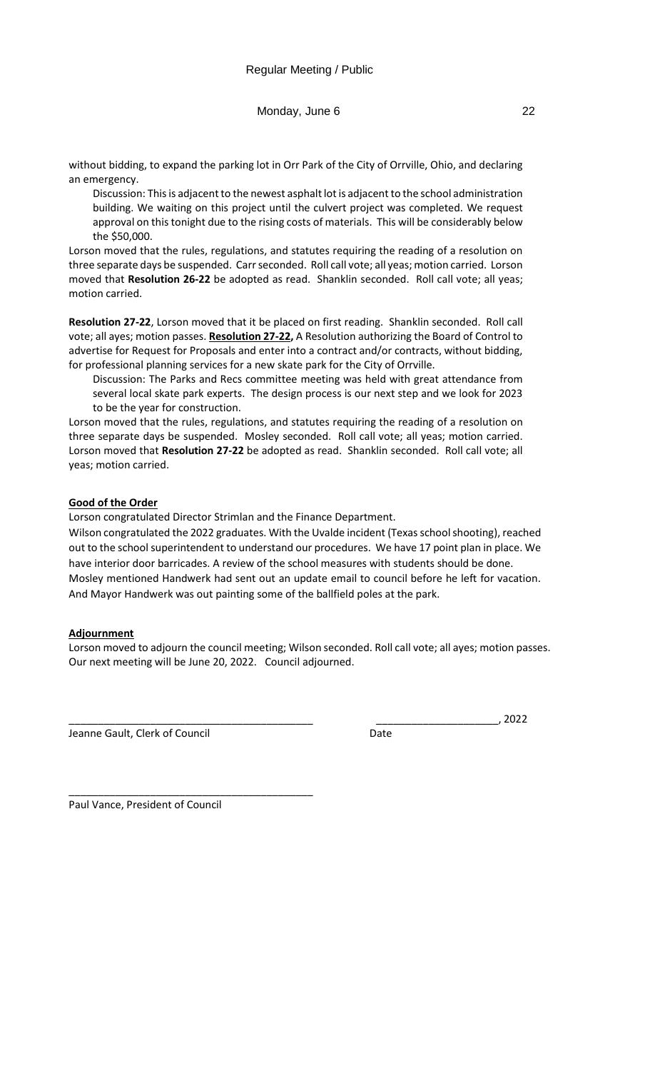without bidding, to expand the parking lot in Orr Park of the City of Orrville, Ohio, and declaring an emergency.

> Discussion: This is adjacent to the newest asphalt lot is adjacent to the school administration building. We waiting on this project until the culvert project was completed. We request approval on this tonight due to the rising costs of materials. This will be considerably below the $50,000.

Lorson moved that the rules, regulations, and statutes requiring the reading of a resolution on three separate days be suspended. Carr seconded. Roll call vote; all yeas; motion carried. Lorson moved that **Resolution 26-22** be adopted as read. Shanklin seconded. Roll call vote; all yeas; motion carried.

**Resolution 27-22**, Lorson moved that it be placed on first reading. Shanklin seconded. Roll call vote; all ayes; motion passes. **Resolution 27-22,** A Resolution authorizing the Board of Control to advertise for Request for Proposals and enter into a contract and/or contracts, without bidding, for professional planning services for a new skate park for the City of Orrville.

> Discussion: The Parks and Recs committee meeting was held with great attendance from several local skate park experts. The design process is our next step and we look for 2023 to be the year for construction.

Lorson moved that the rules, regulations, and statutes requiring the reading of a resolution on three separate days be suspended. Mosley seconded. Roll call vote; all yeas; motion carried. Lorson moved that **Resolution 27-22** be adopted as read. Shanklin seconded. Roll call vote; all yeas; motion carried.

**Good of the Order**

Lorson congratulated Director Strimlan and the Finance Department.
Wilson congratulated the 2022 graduates. With the Uvalde incident (Texas school shooting), reached out to the school superintendent to understand our procedures. We have 17 point plan in place. We have interior door barricades. A review of the school measures with students should be done.
Mosley mentioned Handwerk had sent out an update email to council before he left for vacation. And Mayor Handwerk was out painting some of the ballfield poles at the park.

**Adjournment**

Lorson moved to adjourn the council meeting; Wilson seconded. Roll call vote; all ayes; motion passes. Our next meeting will be June 20, 2022. Council adjourned.

\_\_\_\_\_\_\_\_\_\_\_\_\_\_\_\_\_\_\_\_\_\_\_\_\_\_\_\_\_\_\_\_\_\_\_\_\_\_\_\_ \_\_\_\_\_\_\_\_\_\_\_\_\_\_\_\_\_\_\_\_, 2022
Jeanne Gault, Clerk of Council Date

\_\_\_\_\_\_\_\_\_\_\_\_\_\_\_\_\_\_\_\_\_\_\_\_\_\_\_\_\_\_\_\_\_\_\_\_\_\_\_\_
Paul Vance, President of Council